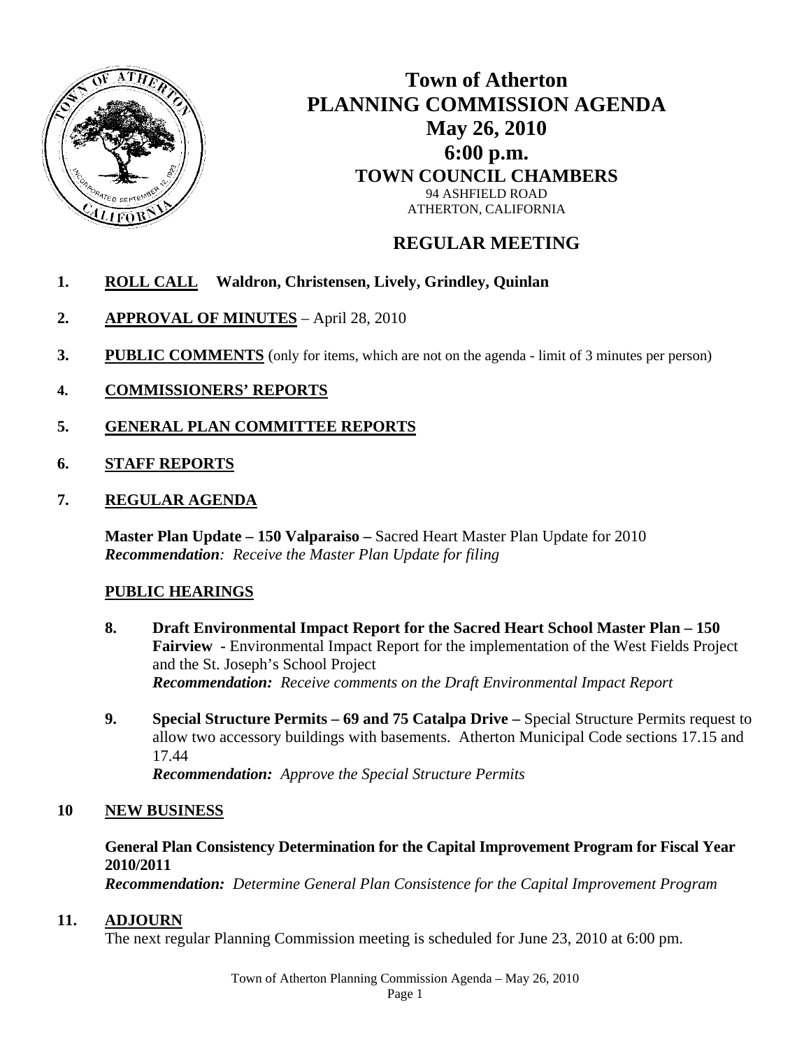# Town of Atherton
# PLANNING COMMISSION AGENDA
## May 26, 2010
## 6:00 p.m.
### TOWN COUNCIL CHAMBERS

94 ASHFIELD ROAD
ATHERTON, CALIFORNIA

## REGULAR MEETING

**1. ROLL CALL** **Waldron, Christensen, Lively, Grindley, Quinlan**

**2. APPROVAL OF MINUTES** – April 28, 2010

**3. PUBLIC COMMENTS** (only for items, which are not on the agenda - limit of 3 minutes per person)

**4. COMMISSIONERS' REPORTS**

**5. GENERAL PLAN COMMITTEE REPORTS**

**6. STAFF REPORTS**

**7. REGULAR AGENDA**

**Master Plan Update – 150 Valparaiso –** Sacred Heart Master Plan Update for 2010
***Recommendation**: Receive the Master Plan Update for filing*

**PUBLIC HEARINGS**

**8. Draft Environmental Impact Report for the Sacred Heart School Master Plan – 150 Fairview** - Environmental Impact Report for the implementation of the West Fields Project and the St. Joseph's School Project
***Recommendation:** Receive comments on the Draft Environmental Impact Report*

**9. Special Structure Permits – 69 and 75 Catalpa Drive –** Special Structure Permits request to allow two accessory buildings with basements. Atherton Municipal Code sections 17.15 and 17.44
***Recommendation:** Approve the Special Structure Permits*

**10 NEW BUSINESS**

**General Plan Consistency Determination for the Capital Improvement Program for Fiscal Year 2010/2011**
***Recommendation:** Determine General Plan Consistence for the Capital Improvement Program*

**11. ADJOURN**
The next regular Planning Commission meeting is scheduled for June 23, 2010 at 6:00 pm.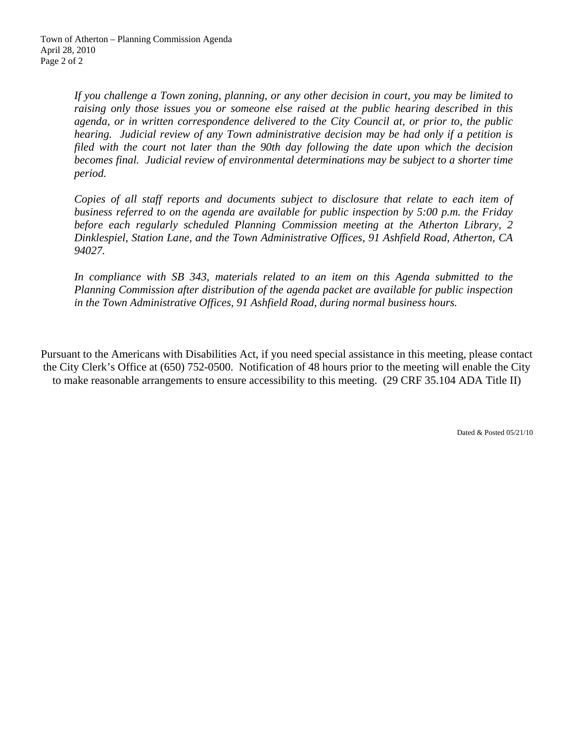*If you challenge a Town zoning, planning, or any other decision in court, you may be limited to raising only those issues you or someone else raised at the public hearing described in this agenda, or in written correspondence delivered to the City Council at, or prior to, the public hearing. Judicial review of any Town administrative decision may be had only if a petition is filed with the court not later than the 90th day following the date upon which the decision becomes final. Judicial review of environmental determinations may be subject to a shorter time period.*

*Copies of all staff reports and documents subject to disclosure that relate to each item of business referred to on the agenda are available for public inspection by 5:00 p.m. the Friday before each regularly scheduled Planning Commission meeting at the Atherton Library, 2 Dinklespiel, Station Lane, and the Town Administrative Offices, 91 Ashfield Road, Atherton, CA 94027.*

*In compliance with SB 343, materials related to an item on this Agenda submitted to the Planning Commission after distribution of the agenda packet are available for public inspection in the Town Administrative Offices, 91 Ashfield Road, during normal business hours.*

Pursuant to the Americans with Disabilities Act, if you need special assistance in this meeting, please contact the City Clerk's Office at (650) 752-0500. Notification of 48 hours prior to the meeting will enable the City to make reasonable arrangements to ensure accessibility to this meeting. (29 CRF 35.104 ADA Title II)

Dated & Posted 05/21/10